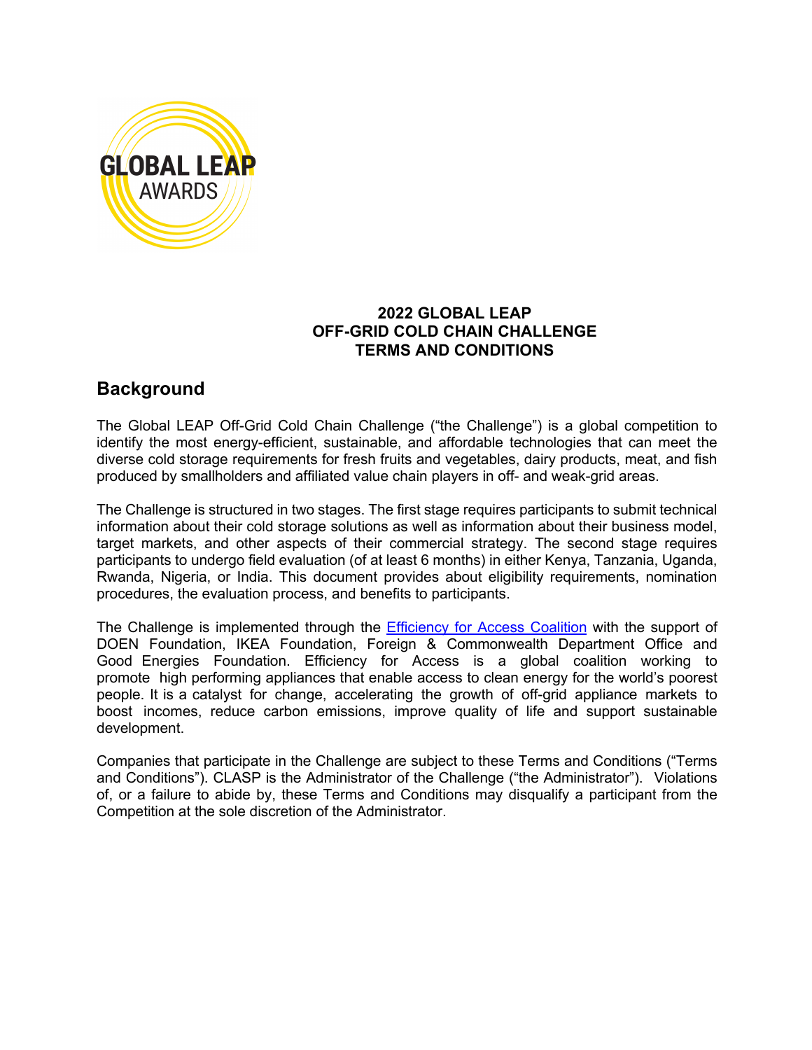# 2022 GLOBAL LEAP
# OFF-GRID COLD CHAIN CHALLENGE
# TERMS AND CONDITIONS

## Background

The Global LEAP Off-Grid Cold Chain Challenge ("the Challenge") is a global competition to identify the most energy-efficient, sustainable, and affordable technologies that can meet the diverse cold storage requirements for fresh fruits and vegetables, dairy products, meat, and fish produced by smallholders and affiliated value chain players in off- and weak-grid areas.

The Challenge is structured in two stages. The first stage requires participants to submit technical information about their cold storage solutions as well as information about their business model, target markets, and other aspects of their commercial strategy. The second stage requires participants to undergo field evaluation (of at least 6 months) in either Kenya, Tanzania, Uganda, Rwanda, Nigeria, or India. This document provides about eligibility requirements, nomination procedures, the evaluation process, and benefits to participants.

The Challenge is implemented through the Efficiency for Access Coalition with the support of DOEN Foundation, IKEA Foundation, Foreign & Commonwealth Department Office and Good Energies Foundation. Efficiency for Access is a global coalition working to promote high performing appliances that enable access to clean energy for the world's poorest people. It is a catalyst for change, accelerating the growth of off-grid appliance markets to boost incomes, reduce carbon emissions, improve quality of life and support sustainable development.

Companies that participate in the Challenge are subject to these Terms and Conditions ("Terms and Conditions"). CLASP is the Administrator of the Challenge ("the Administrator"). Violations of, or a failure to abide by, these Terms and Conditions may disqualify a participant from the Competition at the sole discretion of the Administrator.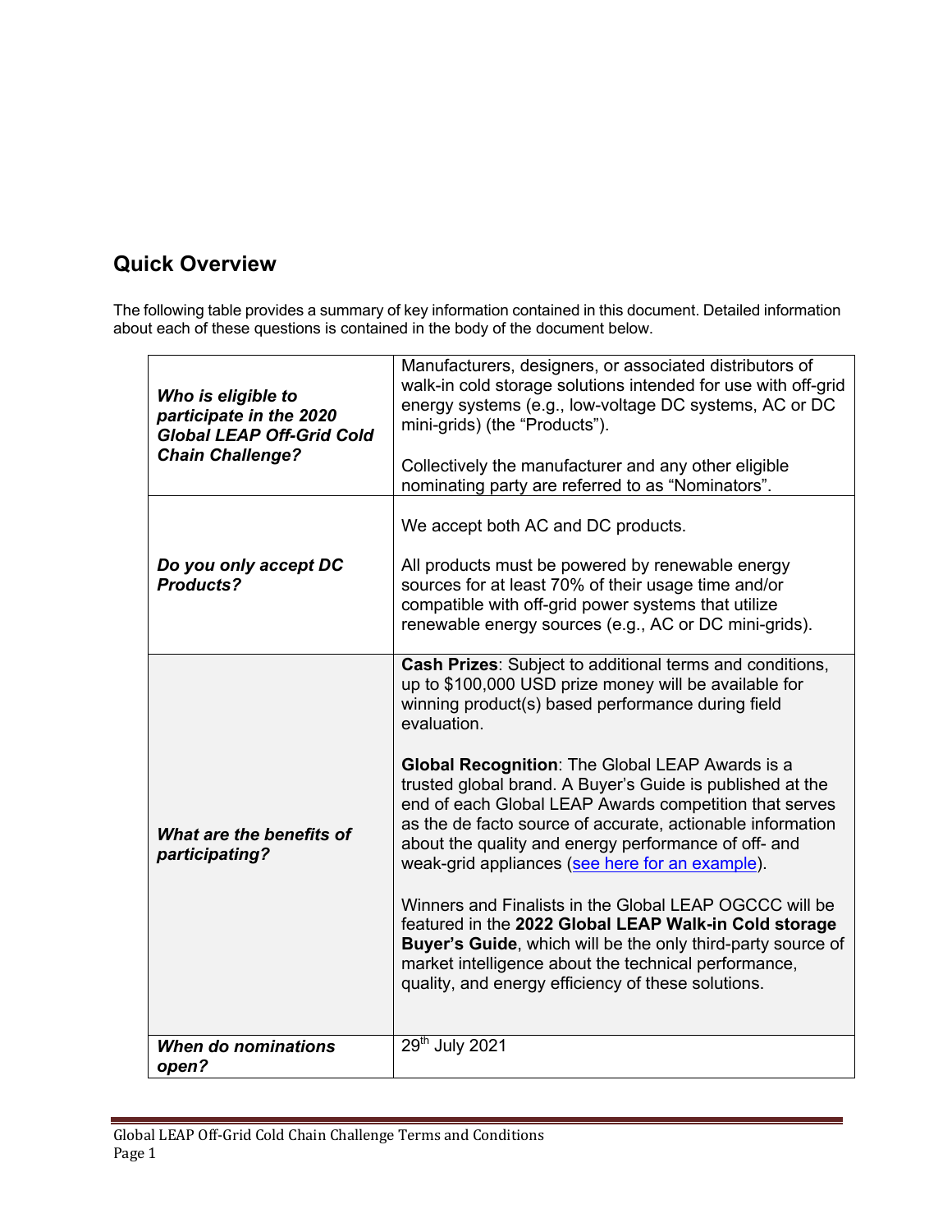## Quick Overview

The following table provides a summary of key information contained in this document. Detailed information about each of these questions is contained in the body of the document below.

| | |
|---|---|
| ***Who is eligible to participate in the 2020 Global LEAP Off-Grid Cold Chain Challenge?*** | Manufacturers, designers, or associated distributors of walk-in cold storage solutions intended for use with off-grid energy systems (e.g., low-voltage DC systems, AC or DC mini-grids) (the "Products").<br><br>Collectively the manufacturer and any other eligible nominating party are referred to as "Nominators". |
| ***Do you only accept DC Products?*** | We accept both AC and DC products.<br><br>All products must be powered by renewable energy sources for at least 70% of their usage time and/or compatible with off-grid power systems that utilize renewable energy sources (e.g., AC or DC mini-grids). |
| ***What are the benefits of participating?*** | **Cash Prizes**: Subject to additional terms and conditions, up to $100,000 USD prize money will be available for winning product(s) based performance during field evaluation.<br><br>**Global Recognition**: The Global LEAP Awards is a trusted global brand. A Buyer's Guide is published at the end of each Global LEAP Awards competition that serves as the de facto source of accurate, actionable information about the quality and energy performance of off- and weak-grid appliances (see here for an example).<br><br>Winners and Finalists in the Global LEAP OGCCC will be featured in the **2022 Global LEAP Walk-in Cold storage Buyer's Guide**, which will be the only third-party source of market intelligence about the technical performance, quality, and energy efficiency of these solutions. |
| ***When do nominations open?*** | 29th July 2021 |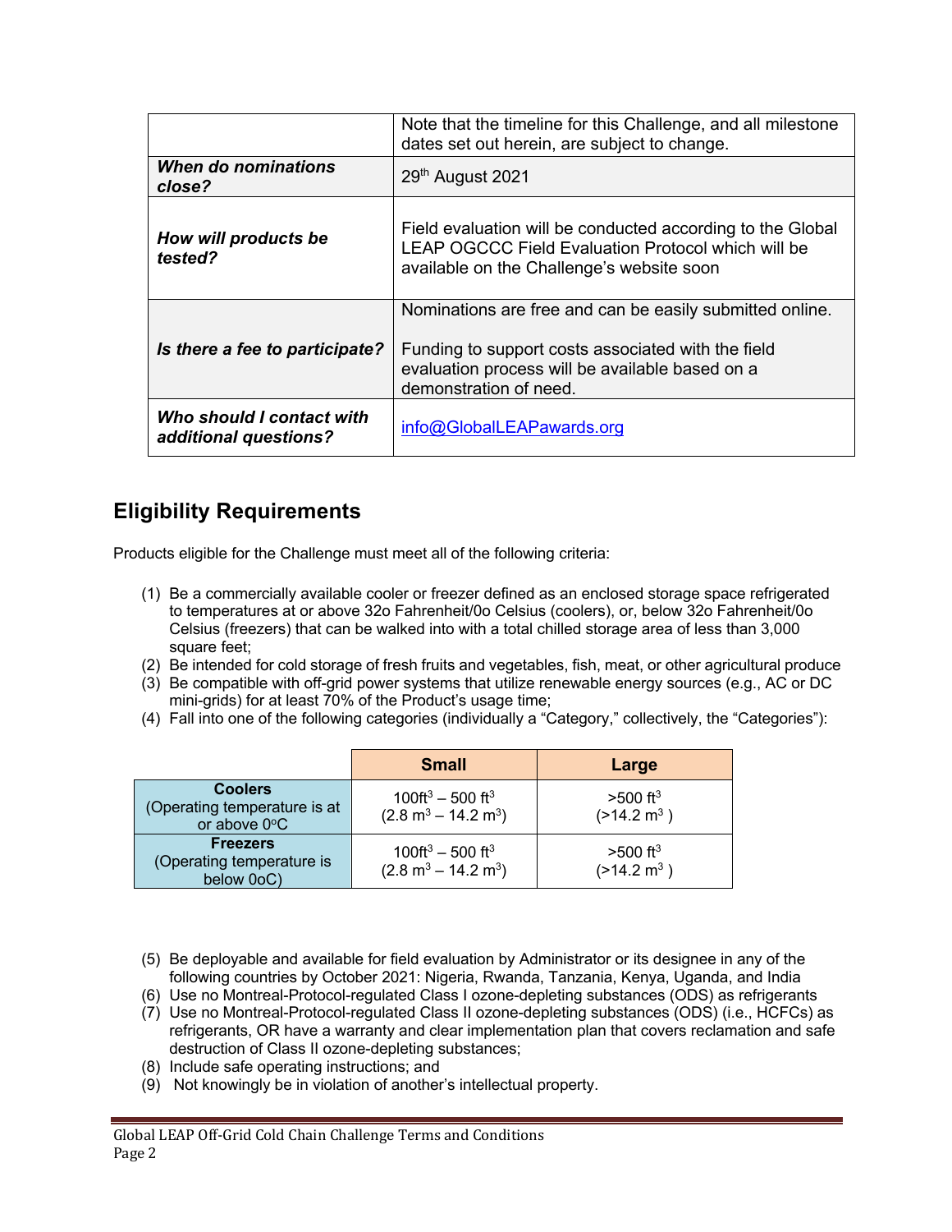| | |
|---|---|
| | Note that the timeline for this Challenge, and all milestone dates set out herein, are subject to change. |
| ***When do nominations close?*** | 29th August 2021 |
| ***How will products be tested?*** | Field evaluation will be conducted according to the Global LEAP OGCCC Field Evaluation Protocol which will be available on the Challenge's website soon |
| ***Is there a fee to participate?*** | Nominations are free and can be easily submitted online.<br><br>Funding to support costs associated with the field evaluation process will be available based on a demonstration of need. |
| ***Who should I contact with additional questions?*** | info@GlobalLEAPawards.org |

## Eligibility Requirements

Products eligible for the Challenge must meet all of the following criteria:

(1) Be a commercially available cooler or freezer defined as an enclosed storage space refrigerated to temperatures at or above 32o Fahrenheit/0o Celsius (coolers), or, below 32o Fahrenheit/0o Celsius (freezers) that can be walked into with a total chilled storage area of less than 3,000 square feet;
(2) Be intended for cold storage of fresh fruits and vegetables, fish, meat, or other agricultural produce
(3) Be compatible with off-grid power systems that utilize renewable energy sources (e.g., AC or DC mini-grids) for at least 70% of the Product's usage time;
(4) Fall into one of the following categories (individually a "Category," collectively, the "Categories"):

| | **Small** | **Large** |
|---|---|---|
| **Coolers** (Operating temperature is at or above 0°C) | 100ft$^3$ – 500 ft$^3$ (2.8 m$^3$ – 14.2 m$^3$) | >500 ft$^3$ (>14.2 m$^3$ ) |
| **Freezers** (Operating temperature is below 0oC) | 100ft$^3$ – 500 ft$^3$ (2.8 m$^3$ – 14.2 m$^3$) | >500 ft$^3$ (>14.2 m$^3$ ) |

(5) Be deployable and available for field evaluation by Administrator or its designee in any of the following countries by October 2021: Nigeria, Rwanda, Tanzania, Kenya, Uganda, and India
(6) Use no Montreal-Protocol-regulated Class I ozone-depleting substances (ODS) as refrigerants
(7) Use no Montreal-Protocol-regulated Class II ozone-depleting substances (ODS) (i.e., HCFCs) as refrigerants, OR have a warranty and clear implementation plan that covers reclamation and safe destruction of Class II ozone-depleting substances;
(8) Include safe operating instructions; and
(9) Not knowingly be in violation of another's intellectual property.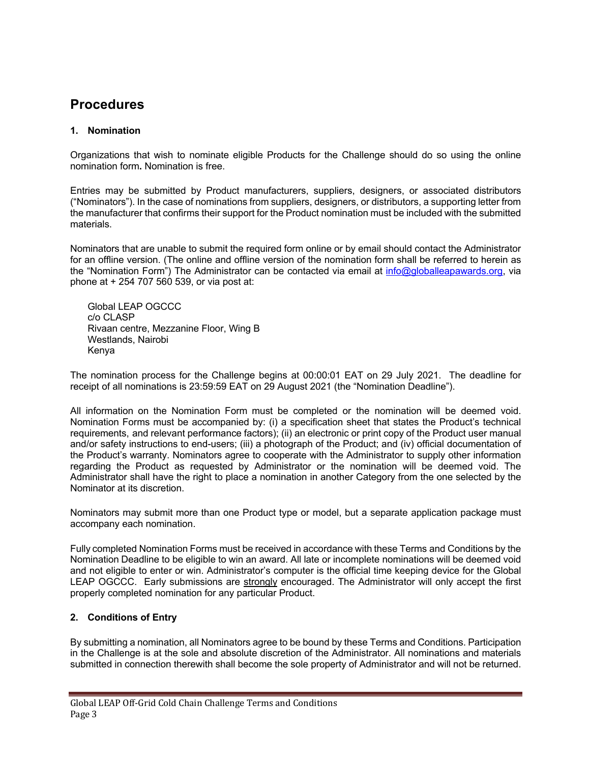## Procedures

### 1. Nomination

Organizations that wish to nominate eligible Products for the Challenge should do so using the online nomination form**.** Nomination is free.

Entries may be submitted by Product manufacturers, suppliers, designers, or associated distributors ("Nominators"). In the case of nominations from suppliers, designers, or distributors, a supporting letter from the manufacturer that confirms their support for the Product nomination must be included with the submitted materials.

Nominators that are unable to submit the required form online or by email should contact the Administrator for an offline version. (The online and offline version of the nomination form shall be referred to herein as the "Nomination Form") The Administrator can be contacted via email at info@globalleapawards.org, via phone at + 254 707 560 539, or via post at:

Global LEAP OGCCC
c/o CLASP
Rivaan centre, Mezzanine Floor, Wing B
Westlands, Nairobi
Kenya

The nomination process for the Challenge begins at 00:00:01 EAT on 29 July 2021. The deadline for receipt of all nominations is 23:59:59 EAT on 29 August 2021 (the "Nomination Deadline").

All information on the Nomination Form must be completed or the nomination will be deemed void. Nomination Forms must be accompanied by: (i) a specification sheet that states the Product's technical requirements, and relevant performance factors); (ii) an electronic or print copy of the Product user manual and/or safety instructions to end-users; (iii) a photograph of the Product; and (iv) official documentation of the Product's warranty. Nominators agree to cooperate with the Administrator to supply other information regarding the Product as requested by Administrator or the nomination will be deemed void. The Administrator shall have the right to place a nomination in another Category from the one selected by the Nominator at its discretion.

Nominators may submit more than one Product type or model, but a separate application package must accompany each nomination.

Fully completed Nomination Forms must be received in accordance with these Terms and Conditions by the Nomination Deadline to be eligible to win an award. All late or incomplete nominations will be deemed void and not eligible to enter or win. Administrator's computer is the official time keeping device for the Global LEAP OGCCC. Early submissions are strongly encouraged. The Administrator will only accept the first properly completed nomination for any particular Product.

### 2. Conditions of Entry

By submitting a nomination, all Nominators agree to be bound by these Terms and Conditions. Participation in the Challenge is at the sole and absolute discretion of the Administrator. All nominations and materials submitted in connection therewith shall become the sole property of Administrator and will not be returned.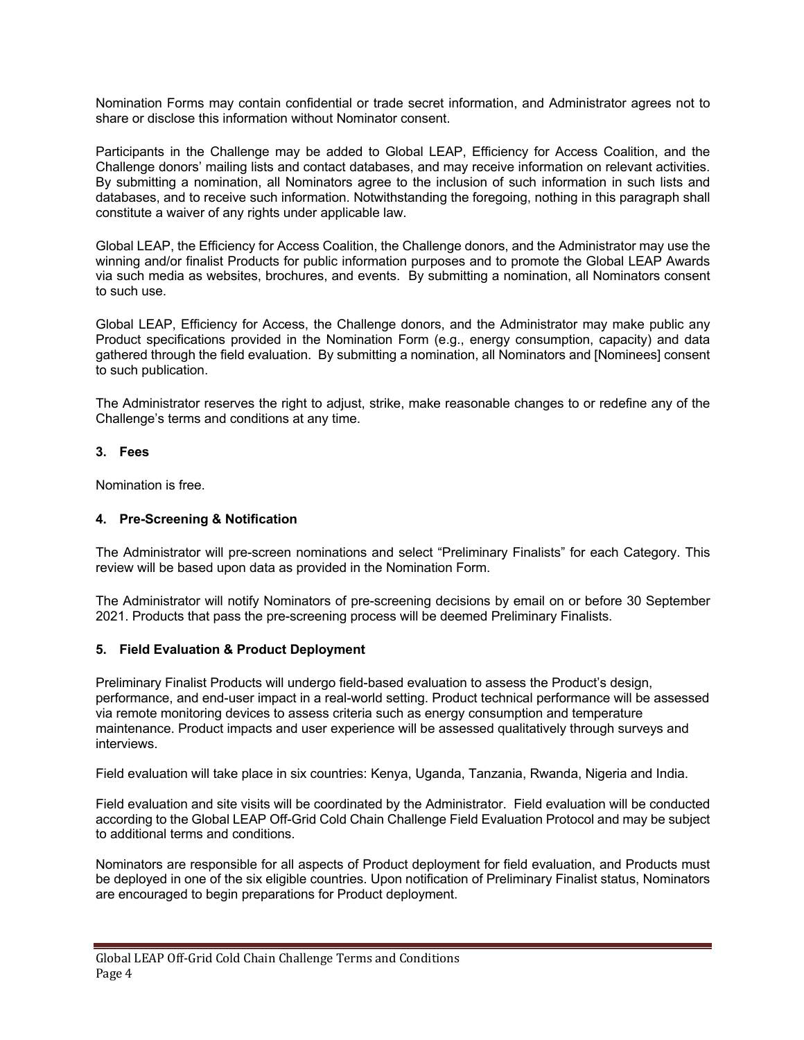Nomination Forms may contain confidential or trade secret information, and Administrator agrees not to share or disclose this information without Nominator consent.

Participants in the Challenge may be added to Global LEAP, Efficiency for Access Coalition, and the Challenge donors' mailing lists and contact databases, and may receive information on relevant activities. By submitting a nomination, all Nominators agree to the inclusion of such information in such lists and databases, and to receive such information. Notwithstanding the foregoing, nothing in this paragraph shall constitute a waiver of any rights under applicable law.

Global LEAP, the Efficiency for Access Coalition, the Challenge donors, and the Administrator may use the winning and/or finalist Products for public information purposes and to promote the Global LEAP Awards via such media as websites, brochures, and events. By submitting a nomination, all Nominators consent to such use.

Global LEAP, Efficiency for Access, the Challenge donors, and the Administrator may make public any Product specifications provided in the Nomination Form (e.g., energy consumption, capacity) and data gathered through the field evaluation. By submitting a nomination, all Nominators and [Nominees] consent to such publication.

The Administrator reserves the right to adjust, strike, make reasonable changes to or redefine any of the Challenge's terms and conditions at any time.

### 3. Fees

Nomination is free.

### 4. Pre-Screening & Notification

The Administrator will pre-screen nominations and select "Preliminary Finalists" for each Category. This review will be based upon data as provided in the Nomination Form.

The Administrator will notify Nominators of pre-screening decisions by email on or before 30 September 2021. Products that pass the pre-screening process will be deemed Preliminary Finalists.

### 5. Field Evaluation & Product Deployment

Preliminary Finalist Products will undergo field-based evaluation to assess the Product's design, performance, and end-user impact in a real-world setting. Product technical performance will be assessed via remote monitoring devices to assess criteria such as energy consumption and temperature maintenance. Product impacts and user experience will be assessed qualitatively through surveys and interviews.

Field evaluation will take place in six countries: Kenya, Uganda, Tanzania, Rwanda, Nigeria and India.

Field evaluation and site visits will be coordinated by the Administrator. Field evaluation will be conducted according to the Global LEAP Off-Grid Cold Chain Challenge Field Evaluation Protocol and may be subject to additional terms and conditions.

Nominators are responsible for all aspects of Product deployment for field evaluation, and Products must be deployed in one of the six eligible countries. Upon notification of Preliminary Finalist status, Nominators are encouraged to begin preparations for Product deployment.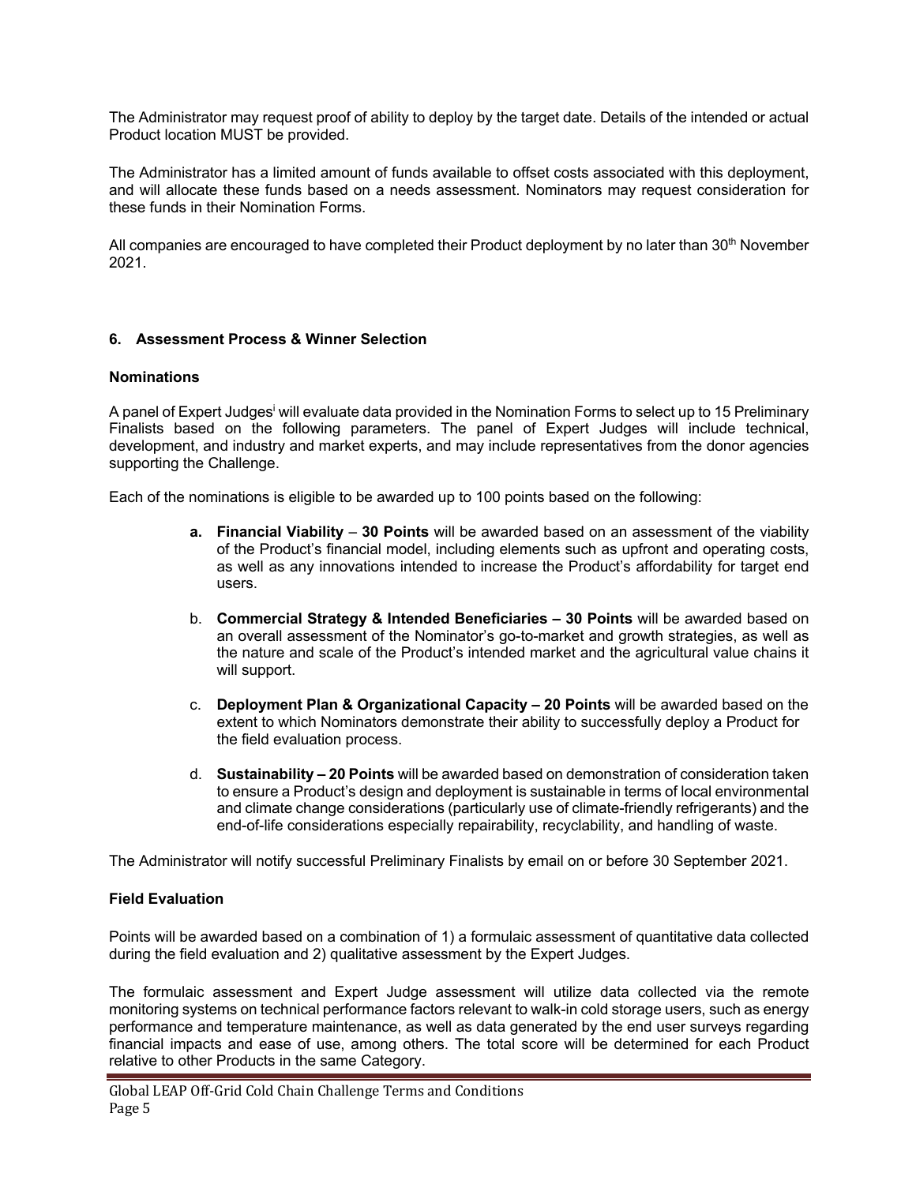The Administrator may request proof of ability to deploy by the target date. Details of the intended or actual Product location MUST be provided.

The Administrator has a limited amount of funds available to offset costs associated with this deployment, and will allocate these funds based on a needs assessment. Nominators may request consideration for these funds in their Nomination Forms.

All companies are encouraged to have completed their Product deployment by no later than 30th November 2021.

## 6. Assessment Process & Winner Selection

### Nominations

A panel of Expert Judges[i] will evaluate data provided in the Nomination Forms to select up to 15 Preliminary Finalists based on the following parameters. The panel of Expert Judges will include technical, development, and industry and market experts, and may include representatives from the donor agencies supporting the Challenge.

Each of the nominations is eligible to be awarded up to 100 points based on the following:

- **a. Financial Viability** – **30 Points** will be awarded based on an assessment of the viability of the Product's financial model, including elements such as upfront and operating costs, as well as any innovations intended to increase the Product's affordability for target end users.
- b. **Commercial Strategy & Intended Beneficiaries – 30 Points** will be awarded based on an overall assessment of the Nominator's go-to-market and growth strategies, as well as the nature and scale of the Product's intended market and the agricultural value chains it will support.
- c. **Deployment Plan & Organizational Capacity – 20 Points** will be awarded based on the extent to which Nominators demonstrate their ability to successfully deploy a Product for the field evaluation process.
- d. **Sustainability – 20 Points** will be awarded based on demonstration of consideration taken to ensure a Product's design and deployment is sustainable in terms of local environmental and climate change considerations (particularly use of climate-friendly refrigerants) and the end-of-life considerations especially repairability, recyclability, and handling of waste.

The Administrator will notify successful Preliminary Finalists by email on or before 30 September 2021.

### Field Evaluation

Points will be awarded based on a combination of 1) a formulaic assessment of quantitative data collected during the field evaluation and 2) qualitative assessment by the Expert Judges.

The formulaic assessment and Expert Judge assessment will utilize data collected via the remote monitoring systems on technical performance factors relevant to walk-in cold storage users, such as energy performance and temperature maintenance, as well as data generated by the end user surveys regarding financial impacts and ease of use, among others. The total score will be determined for each Product relative to other Products in the same Category.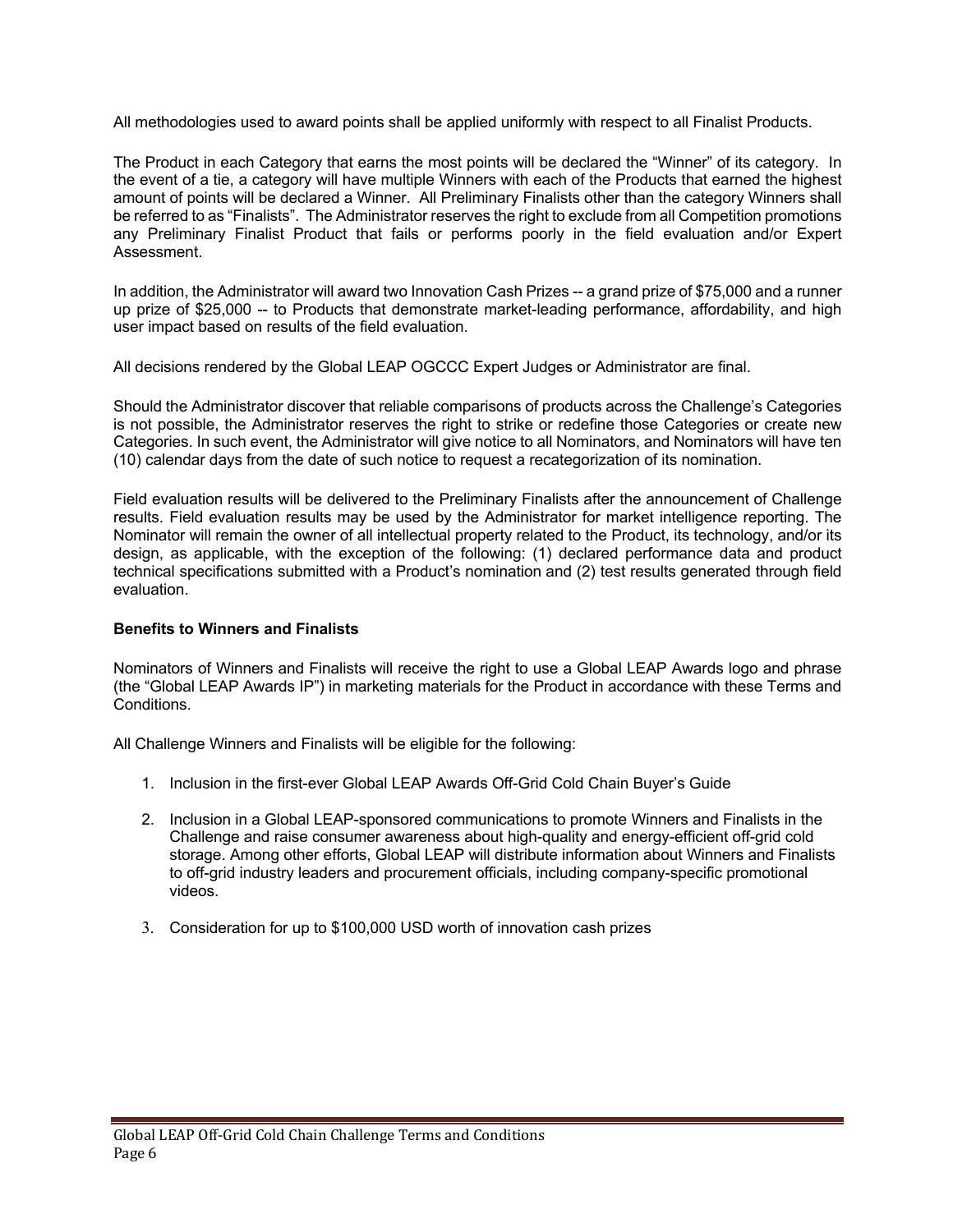All methodologies used to award points shall be applied uniformly with respect to all Finalist Products.

The Product in each Category that earns the most points will be declared the "Winner" of its category. In the event of a tie, a category will have multiple Winners with each of the Products that earned the highest amount of points will be declared a Winner. All Preliminary Finalists other than the category Winners shall be referred to as "Finalists". The Administrator reserves the right to exclude from all Competition promotions any Preliminary Finalist Product that fails or performs poorly in the field evaluation and/or Expert Assessment.

In addition, the Administrator will award two Innovation Cash Prizes -- a grand prize of $75,000 and a runner up prize of $25,000 -- to Products that demonstrate market-leading performance, affordability, and high user impact based on results of the field evaluation.

All decisions rendered by the Global LEAP OGCCC Expert Judges or Administrator are final.

Should the Administrator discover that reliable comparisons of products across the Challenge's Categories is not possible, the Administrator reserves the right to strike or redefine those Categories or create new Categories. In such event, the Administrator will give notice to all Nominators, and Nominators will have ten (10) calendar days from the date of such notice to request a recategorization of its nomination.

Field evaluation results will be delivered to the Preliminary Finalists after the announcement of Challenge results. Field evaluation results may be used by the Administrator for market intelligence reporting. The Nominator will remain the owner of all intellectual property related to the Product, its technology, and/or its design, as applicable, with the exception of the following: (1) declared performance data and product technical specifications submitted with a Product's nomination and (2) test results generated through field evaluation.

**Benefits to Winners and Finalists**

Nominators of Winners and Finalists will receive the right to use a Global LEAP Awards logo and phrase (the "Global LEAP Awards IP") in marketing materials for the Product in accordance with these Terms and Conditions.

All Challenge Winners and Finalists will be eligible for the following:

1. Inclusion in the first-ever Global LEAP Awards Off-Grid Cold Chain Buyer's Guide

2. Inclusion in a Global LEAP-sponsored communications to promote Winners and Finalists in the Challenge and raise consumer awareness about high-quality and energy-efficient off-grid cold storage. Among other efforts, Global LEAP will distribute information about Winners and Finalists to off-grid industry leaders and procurement officials, including company-specific promotional videos.

3. Consideration for up to $100,000 USD worth of innovation cash prizes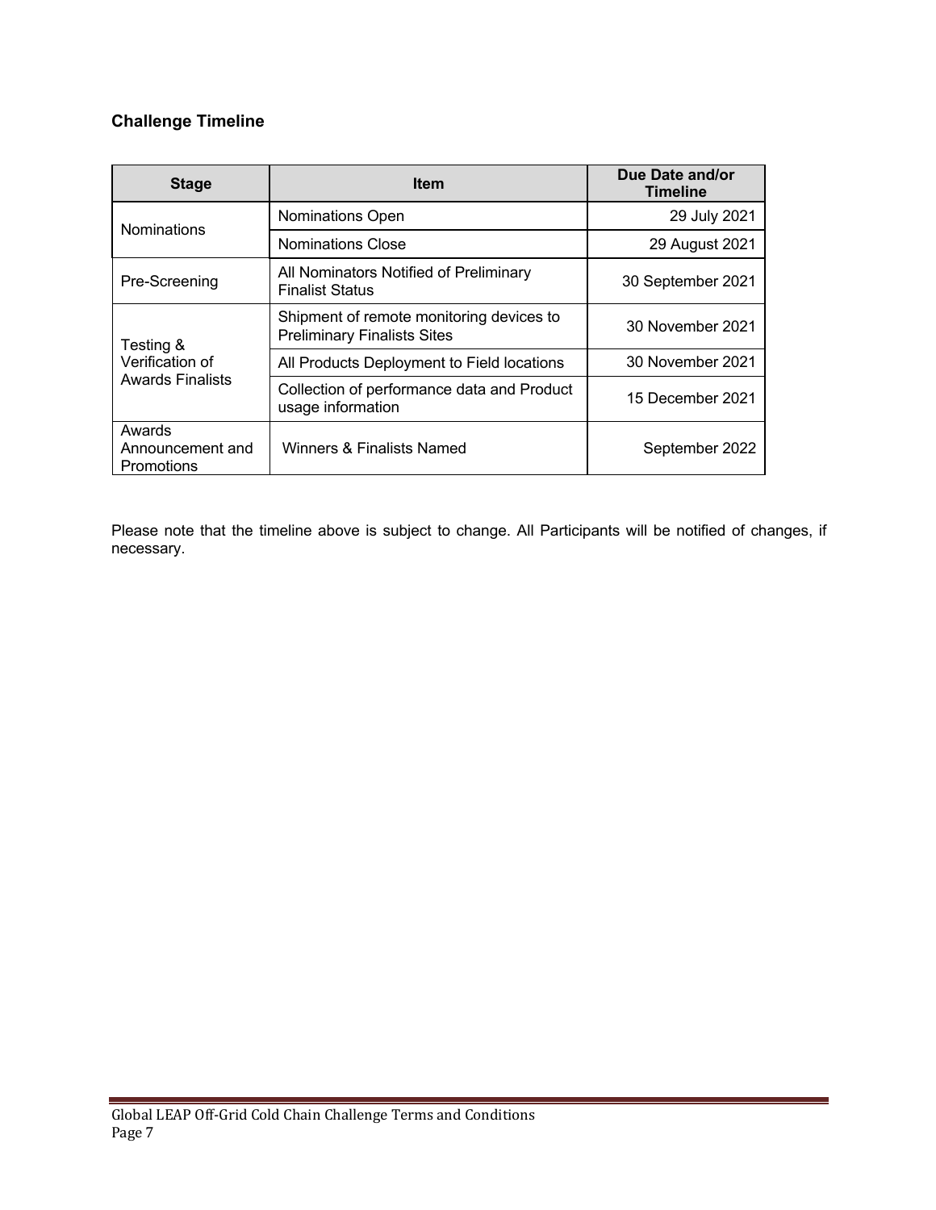### Challenge Timeline

| Stage | Item | Due Date and/or Timeline |
| --- | --- | --- |
| Nominations | Nominations Open | 29 July 2021 |
| | Nominations Close | 29 August 2021 |
| Pre-Screening | All Nominators Notified of Preliminary Finalist Status | 30 September 2021 |
| Testing & Verification of Awards Finalists | Shipment of remote monitoring devices to Preliminary Finalists Sites | 30 November 2021 |
| | All Products Deployment to Field locations | 30 November 2021 |
| | Collection of performance data and Product usage information | 15 December 2021 |
| Awards Announcement and Promotions | Winners & Finalists Named | September 2022 |

Please note that the timeline above is subject to change. All Participants will be notified of changes, if necessary.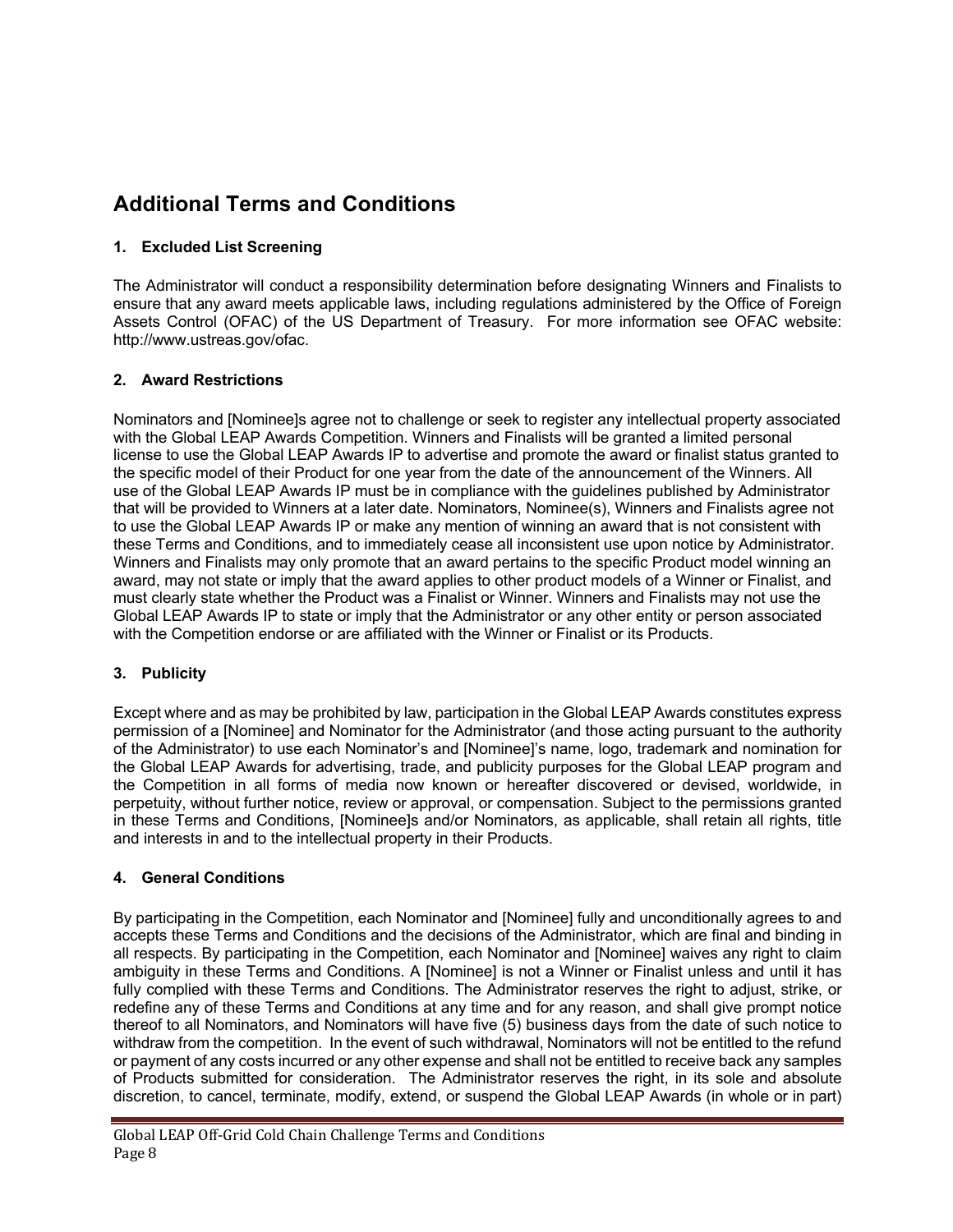## Additional Terms and Conditions

### 1. Excluded List Screening

The Administrator will conduct a responsibility determination before designating Winners and Finalists to ensure that any award meets applicable laws, including regulations administered by the Office of Foreign Assets Control (OFAC) of the US Department of Treasury. For more information see OFAC website: http://www.ustreas.gov/ofac.

### 2. Award Restrictions

Nominators and [Nominee]s agree not to challenge or seek to register any intellectual property associated with the Global LEAP Awards Competition. Winners and Finalists will be granted a limited personal license to use the Global LEAP Awards IP to advertise and promote the award or finalist status granted to the specific model of their Product for one year from the date of the announcement of the Winners. All use of the Global LEAP Awards IP must be in compliance with the guidelines published by Administrator that will be provided to Winners at a later date. Nominators, Nominee(s), Winners and Finalists agree not to use the Global LEAP Awards IP or make any mention of winning an award that is not consistent with these Terms and Conditions, and to immediately cease all inconsistent use upon notice by Administrator. Winners and Finalists may only promote that an award pertains to the specific Product model winning an award, may not state or imply that the award applies to other product models of a Winner or Finalist, and must clearly state whether the Product was a Finalist or Winner. Winners and Finalists may not use the Global LEAP Awards IP to state or imply that the Administrator or any other entity or person associated with the Competition endorse or are affiliated with the Winner or Finalist or its Products.

### 3. Publicity

Except where and as may be prohibited by law, participation in the Global LEAP Awards constitutes express permission of a [Nominee] and Nominator for the Administrator (and those acting pursuant to the authority of the Administrator) to use each Nominator's and [Nominee]'s name, logo, trademark and nomination for the Global LEAP Awards for advertising, trade, and publicity purposes for the Global LEAP program and the Competition in all forms of media now known or hereafter discovered or devised, worldwide, in perpetuity, without further notice, review or approval, or compensation. Subject to the permissions granted in these Terms and Conditions, [Nominee]s and/or Nominators, as applicable, shall retain all rights, title and interests in and to the intellectual property in their Products.

### 4. General Conditions

By participating in the Competition, each Nominator and [Nominee] fully and unconditionally agrees to and accepts these Terms and Conditions and the decisions of the Administrator, which are final and binding in all respects. By participating in the Competition, each Nominator and [Nominee] waives any right to claim ambiguity in these Terms and Conditions. A [Nominee] is not a Winner or Finalist unless and until it has fully complied with these Terms and Conditions. The Administrator reserves the right to adjust, strike, or redefine any of these Terms and Conditions at any time and for any reason, and shall give prompt notice thereof to all Nominators, and Nominators will have five (5) business days from the date of such notice to withdraw from the competition. In the event of such withdrawal, Nominators will not be entitled to the refund or payment of any costs incurred or any other expense and shall not be entitled to receive back any samples of Products submitted for consideration. The Administrator reserves the right, in its sole and absolute discretion, to cancel, terminate, modify, extend, or suspend the Global LEAP Awards (in whole or in part)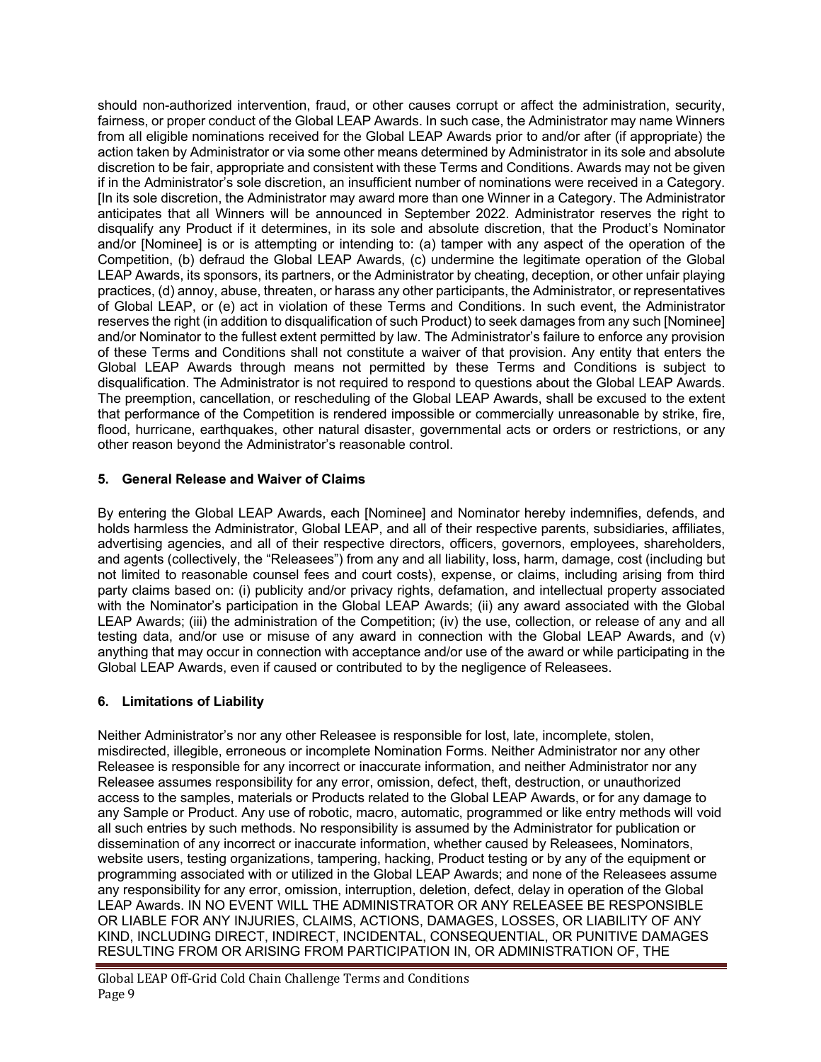should non-authorized intervention, fraud, or other causes corrupt or affect the administration, security, fairness, or proper conduct of the Global LEAP Awards. In such case, the Administrator may name Winners from all eligible nominations received for the Global LEAP Awards prior to and/or after (if appropriate) the action taken by Administrator or via some other means determined by Administrator in its sole and absolute discretion to be fair, appropriate and consistent with these Terms and Conditions. Awards may not be given if in the Administrator's sole discretion, an insufficient number of nominations were received in a Category. [In its sole discretion, the Administrator may award more than one Winner in a Category. The Administrator anticipates that all Winners will be announced in September 2022. Administrator reserves the right to disqualify any Product if it determines, in its sole and absolute discretion, that the Product's Nominator and/or [Nominee] is or is attempting or intending to: (a) tamper with any aspect of the operation of the Competition, (b) defraud the Global LEAP Awards, (c) undermine the legitimate operation of the Global LEAP Awards, its sponsors, its partners, or the Administrator by cheating, deception, or other unfair playing practices, (d) annoy, abuse, threaten, or harass any other participants, the Administrator, or representatives of Global LEAP, or (e) act in violation of these Terms and Conditions. In such event, the Administrator reserves the right (in addition to disqualification of such Product) to seek damages from any such [Nominee] and/or Nominator to the fullest extent permitted by law. The Administrator's failure to enforce any provision of these Terms and Conditions shall not constitute a waiver of that provision. Any entity that enters the Global LEAP Awards through means not permitted by these Terms and Conditions is subject to disqualification. The Administrator is not required to respond to questions about the Global LEAP Awards. The preemption, cancellation, or rescheduling of the Global LEAP Awards, shall be excused to the extent that performance of the Competition is rendered impossible or commercially unreasonable by strike, fire, flood, hurricane, earthquakes, other natural disaster, governmental acts or orders or restrictions, or any other reason beyond the Administrator's reasonable control.

### 5. General Release and Waiver of Claims

By entering the Global LEAP Awards, each [Nominee] and Nominator hereby indemnifies, defends, and holds harmless the Administrator, Global LEAP, and all of their respective parents, subsidiaries, affiliates, advertising agencies, and all of their respective directors, officers, governors, employees, shareholders, and agents (collectively, the "Releasees") from any and all liability, loss, harm, damage, cost (including but not limited to reasonable counsel fees and court costs), expense, or claims, including arising from third party claims based on: (i) publicity and/or privacy rights, defamation, and intellectual property associated with the Nominator's participation in the Global LEAP Awards; (ii) any award associated with the Global LEAP Awards; (iii) the administration of the Competition; (iv) the use, collection, or release of any and all testing data, and/or use or misuse of any award in connection with the Global LEAP Awards, and (v) anything that may occur in connection with acceptance and/or use of the award or while participating in the Global LEAP Awards, even if caused or contributed to by the negligence of Releasees.

### 6. Limitations of Liability

Neither Administrator's nor any other Releasee is responsible for lost, late, incomplete, stolen, misdirected, illegible, erroneous or incomplete Nomination Forms. Neither Administrator nor any other Releasee is responsible for any incorrect or inaccurate information, and neither Administrator nor any Releasee assumes responsibility for any error, omission, defect, theft, destruction, or unauthorized access to the samples, materials or Products related to the Global LEAP Awards, or for any damage to any Sample or Product. Any use of robotic, macro, automatic, programmed or like entry methods will void all such entries by such methods. No responsibility is assumed by the Administrator for publication or dissemination of any incorrect or inaccurate information, whether caused by Releasees, Nominators, website users, testing organizations, tampering, hacking, Product testing or by any of the equipment or programming associated with or utilized in the Global LEAP Awards; and none of the Releasees assume any responsibility for any error, omission, interruption, deletion, defect, delay in operation of the Global LEAP Awards. IN NO EVENT WILL THE ADMINISTRATOR OR ANY RELEASEE BE RESPONSIBLE OR LIABLE FOR ANY INJURIES, CLAIMS, ACTIONS, DAMAGES, LOSSES, OR LIABILITY OF ANY KIND, INCLUDING DIRECT, INDIRECT, INCIDENTAL, CONSEQUENTIAL, OR PUNITIVE DAMAGES RESULTING FROM OR ARISING FROM PARTICIPATION IN, OR ADMINISTRATION OF, THE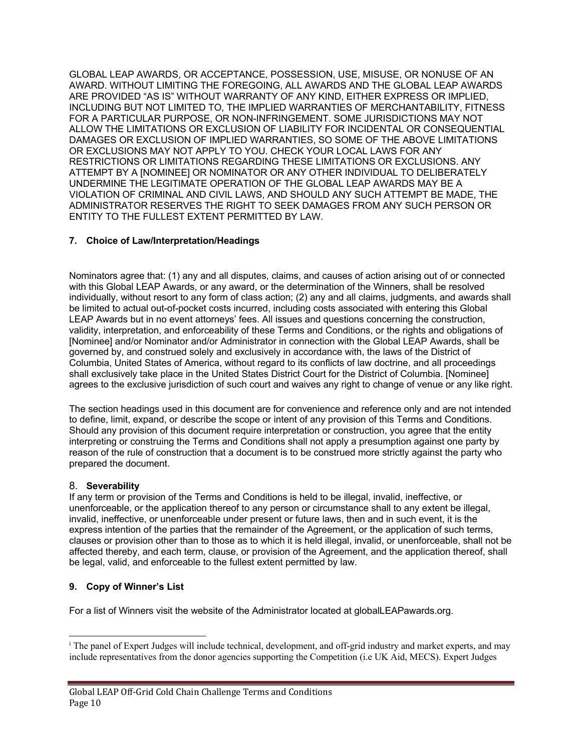GLOBAL LEAP AWARDS, OR ACCEPTANCE, POSSESSION, USE, MISUSE, OR NONUSE OF AN AWARD. WITHOUT LIMITING THE FOREGOING, ALL AWARDS AND THE GLOBAL LEAP AWARDS ARE PROVIDED "AS IS" WITHOUT WARRANTY OF ANY KIND, EITHER EXPRESS OR IMPLIED, INCLUDING BUT NOT LIMITED TO, THE IMPLIED WARRANTIES OF MERCHANTABILITY, FITNESS FOR A PARTICULAR PURPOSE, OR NON-INFRINGEMENT. SOME JURISDICTIONS MAY NOT ALLOW THE LIMITATIONS OR EXCLUSION OF LIABILITY FOR INCIDENTAL OR CONSEQUENTIAL DAMAGES OR EXCLUSION OF IMPLIED WARRANTIES, SO SOME OF THE ABOVE LIMITATIONS OR EXCLUSIONS MAY NOT APPLY TO YOU. CHECK YOUR LOCAL LAWS FOR ANY RESTRICTIONS OR LIMITATIONS REGARDING THESE LIMITATIONS OR EXCLUSIONS. ANY ATTEMPT BY A [NOMINEE] OR NOMINATOR OR ANY OTHER INDIVIDUAL TO DELIBERATELY UNDERMINE THE LEGITIMATE OPERATION OF THE GLOBAL LEAP AWARDS MAY BE A VIOLATION OF CRIMINAL AND CIVIL LAWS, AND SHOULD ANY SUCH ATTEMPT BE MADE, THE ADMINISTRATOR RESERVES THE RIGHT TO SEEK DAMAGES FROM ANY SUCH PERSON OR ENTITY TO THE FULLEST EXTENT PERMITTED BY LAW.

## 7. Choice of Law/Interpretation/Headings

Nominators agree that: (1) any and all disputes, claims, and causes of action arising out of or connected with this Global LEAP Awards, or any award, or the determination of the Winners, shall be resolved individually, without resort to any form of class action; (2) any and all claims, judgments, and awards shall be limited to actual out-of-pocket costs incurred, including costs associated with entering this Global LEAP Awards but in no event attorneys' fees. All issues and questions concerning the construction, validity, interpretation, and enforceability of these Terms and Conditions, or the rights and obligations of [Nominee] and/or Nominator and/or Administrator in connection with the Global LEAP Awards, shall be governed by, and construed solely and exclusively in accordance with, the laws of the District of Columbia, United States of America, without regard to its conflicts of law doctrine, and all proceedings shall exclusively take place in the United States District Court for the District of Columbia. [Nominee] agrees to the exclusive jurisdiction of such court and waives any right to change of venue or any like right.

The section headings used in this document are for convenience and reference only and are not intended to define, limit, expand, or describe the scope or intent of any provision of this Terms and Conditions. Should any provision of this document require interpretation or construction, you agree that the entity interpreting or construing the Terms and Conditions shall not apply a presumption against one party by reason of the rule of construction that a document is to be construed more strictly against the party who prepared the document.

## 8. Severability

If any term or provision of the Terms and Conditions is held to be illegal, invalid, ineffective, or unenforceable, or the application thereof to any person or circumstance shall to any extent be illegal, invalid, ineffective, or unenforceable under present or future laws, then and in such event, it is the express intention of the parties that the remainder of the Agreement, or the application of such terms, clauses or provision other than to those as to which it is held illegal, invalid, or unenforceable, shall not be affected thereby, and each term, clause, or provision of the Agreement, and the application thereof, shall be legal, valid, and enforceable to the fullest extent permitted by law.

## 9. Copy of Winner's List

For a list of Winners visit the website of the Administrator located at globalLEAPawards.org.

---

[i] The panel of Expert Judges will include technical, development, and off-grid industry and market experts, and may include representatives from the donor agencies supporting the Competition (i.e UK Aid, MECS). Expert Judges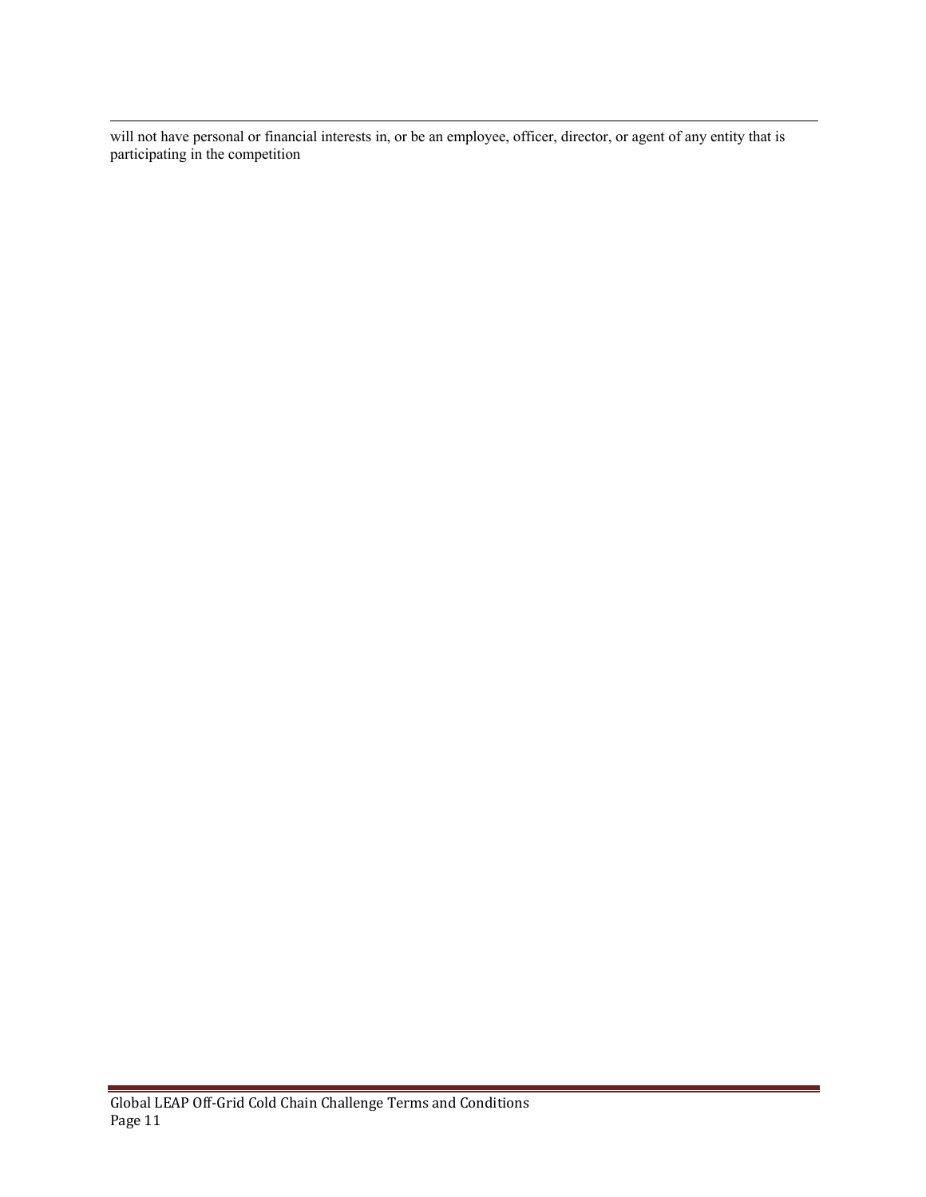will not have personal or financial interests in, or be an employee, officer, director, or agent of any entity that is participating in the competition